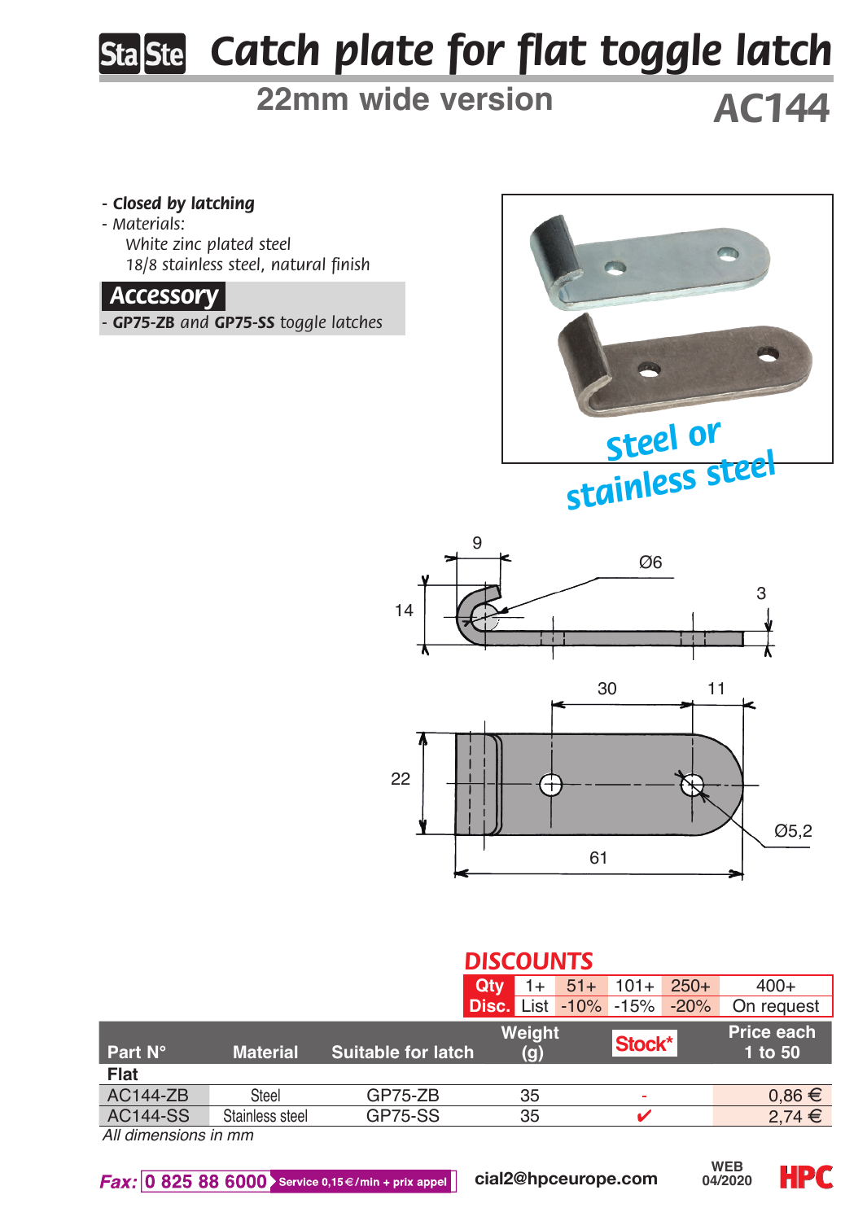# Catch plate for flat toggle latch

## 22mm wide version

## AC144

- **Closed by latching**
- Materials:
  White zinc plated steel
  18/8 stainless steel, natural finish

### Accessory

- **GP75-ZB** and **GP75-SS** toggle latches

Steel or stainless steel

9
Ø6
3
14
30
11
22
Ø5,2
61

**DISCOUNTS**

| Qty | 1+ | 51+ | 101+ | 250+ | 400+ |
|---|---|---|---|---|---|
| Disc. | List | -10% | -15% | -20% | On request |

| Part N° | Material | Suitable for latch | Weight (g) | Stock* | Price each 1 to 50 |
|---|---|---|---|---|---|
| **Flat** | | | | | |
| AC144-ZB | Steel | GP75-ZB | 35 | - | 0,86 € |
| AC144-SS | Stainless steel | GP75-SS | 35 | ✔ | 2,74 € |

*All dimensions in mm*

Fax: 0 825 88 6000 Service 0,15€/min + prix appel    cial2@hpceurope.com    WEB 04/2020    HPC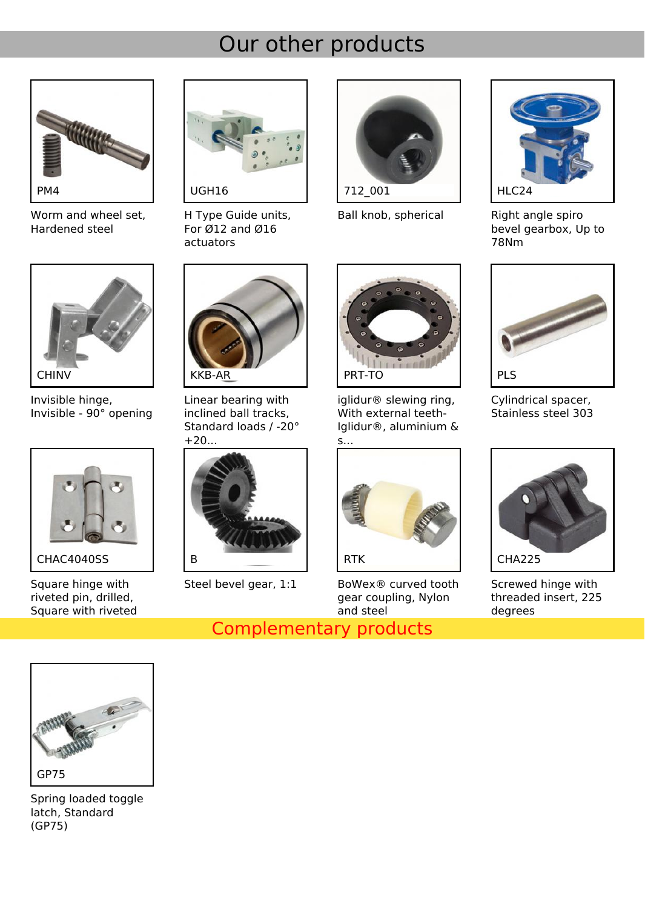# Our other products

PM4

Worm and wheel set, Hardened steel

UGH16

H Type Guide units, For Ø12 and Ø16 actuators

712_001

Ball knob, spherical

HLC24

Right angle spiro bevel gearbox, Up to 78Nm

CHINV

Invisible hinge, Invisible - 90° opening

KKB-AR

Linear bearing with inclined ball tracks, Standard loads / -20° +20...

PRT-TO

iglidur® slewing ring, With external teeth- Iglidur®, aluminium & s...

PLS

Cylindrical spacer, Stainless steel 303

CHAC4040SS

Square hinge with riveted pin, drilled, Square with riveted

B

Steel bevel gear, 1:1

RTK

BoWex® curved tooth gear coupling, Nylon and steel

CHA225

Screwed hinge with threaded insert, 225 degrees

# Complementary products

GP75

Spring loaded toggle latch, Standard (GP75)